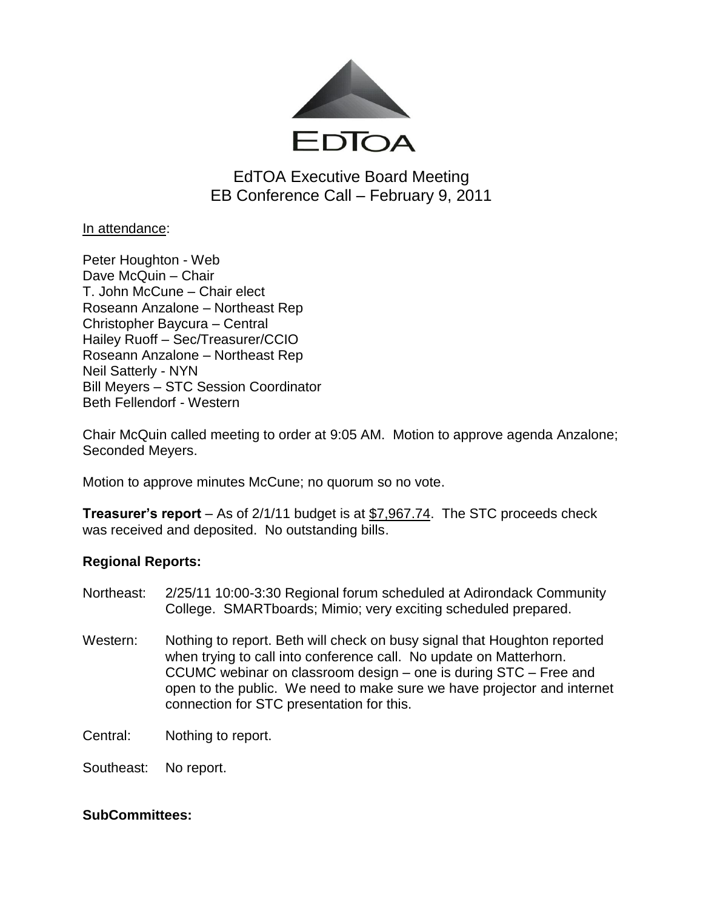EDTOA

# EdTOA Executive Board Meeting
## EB Conference Call – February 9, 2011

In attendance:

Peter Houghton - Web
Dave McQuin – Chair
T. John McCune – Chair elect
Roseann Anzalone – Northeast Rep
Christopher Baycura – Central
Hailey Ruoff – Sec/Treasurer/CCIO
Roseann Anzalone – Northeast Rep
Neil Satterly - NYN
Bill Meyers – STC Session Coordinator
Beth Fellendorf - Western

Chair McQuin called meeting to order at 9:05 AM. Motion to approve agenda Anzalone; Seconded Meyers.

Motion to approve minutes McCune; no quorum so no vote.

**Treasurer's report** – As of 2/1/11 budget is at $7,967.74. The STC proceeds check was received and deposited. No outstanding bills.

**Regional Reports:**

Northeast: 2/25/11 10:00-3:30 Regional forum scheduled at Adirondack Community College. SMARTboards; Mimio; very exciting scheduled prepared.

Western: Nothing to report. Beth will check on busy signal that Houghton reported when trying to call into conference call. No update on Matterhorn. CCUMC webinar on classroom design – one is during STC – Free and open to the public. We need to make sure we have projector and internet connection for STC presentation for this.

Central: Nothing to report.

Southeast: No report.

**SubCommittees:**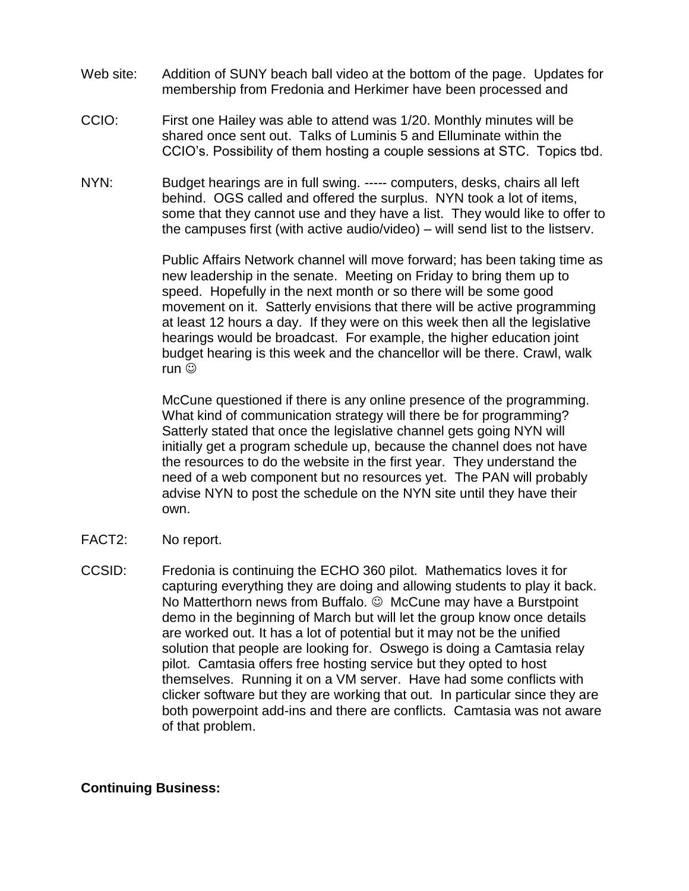Web site: Addition of SUNY beach ball video at the bottom of the page. Updates for membership from Fredonia and Herkimer have been processed and

CCIO: First one Hailey was able to attend was 1/20. Monthly minutes will be shared once sent out. Talks of Luminis 5 and Elluminate within the CCIO's. Possibility of them hosting a couple sessions at STC. Topics tbd.

NYN: Budget hearings are in full swing. ----- computers, desks, chairs all left behind. OGS called and offered the surplus. NYN took a lot of items, some that they cannot use and they have a list. They would like to offer to the campuses first (with active audio/video) – will send list to the listserv.

Public Affairs Network channel will move forward; has been taking time as new leadership in the senate. Meeting on Friday to bring them up to speed. Hopefully in the next month or so there will be some good movement on it. Satterly envisions that there will be active programming at least 12 hours a day. If they were on this week then all the legislative hearings would be broadcast. For example, the higher education joint budget hearing is this week and the chancellor will be there. Crawl, walk run ☺

McCune questioned if there is any online presence of the programming. What kind of communication strategy will there be for programming? Satterly stated that once the legislative channel gets going NYN will initially get a program schedule up, because the channel does not have the resources to do the website in the first year. They understand the need of a web component but no resources yet. The PAN will probably advise NYN to post the schedule on the NYN site until they have their own.

FACT2: No report.

CCSID: Fredonia is continuing the ECHO 360 pilot. Mathematics loves it for capturing everything they are doing and allowing students to play it back. No Matterthorn news from Buffalo. ☺ McCune may have a Burstpoint demo in the beginning of March but will let the group know once details are worked out. It has a lot of potential but it may not be the unified solution that people are looking for. Oswego is doing a Camtasia relay pilot. Camtasia offers free hosting service but they opted to host themselves. Running it on a VM server. Have had some conflicts with clicker software but they are working that out. In particular since they are both powerpoint add-ins and there are conflicts. Camtasia was not aware of that problem.

**Continuing Business:**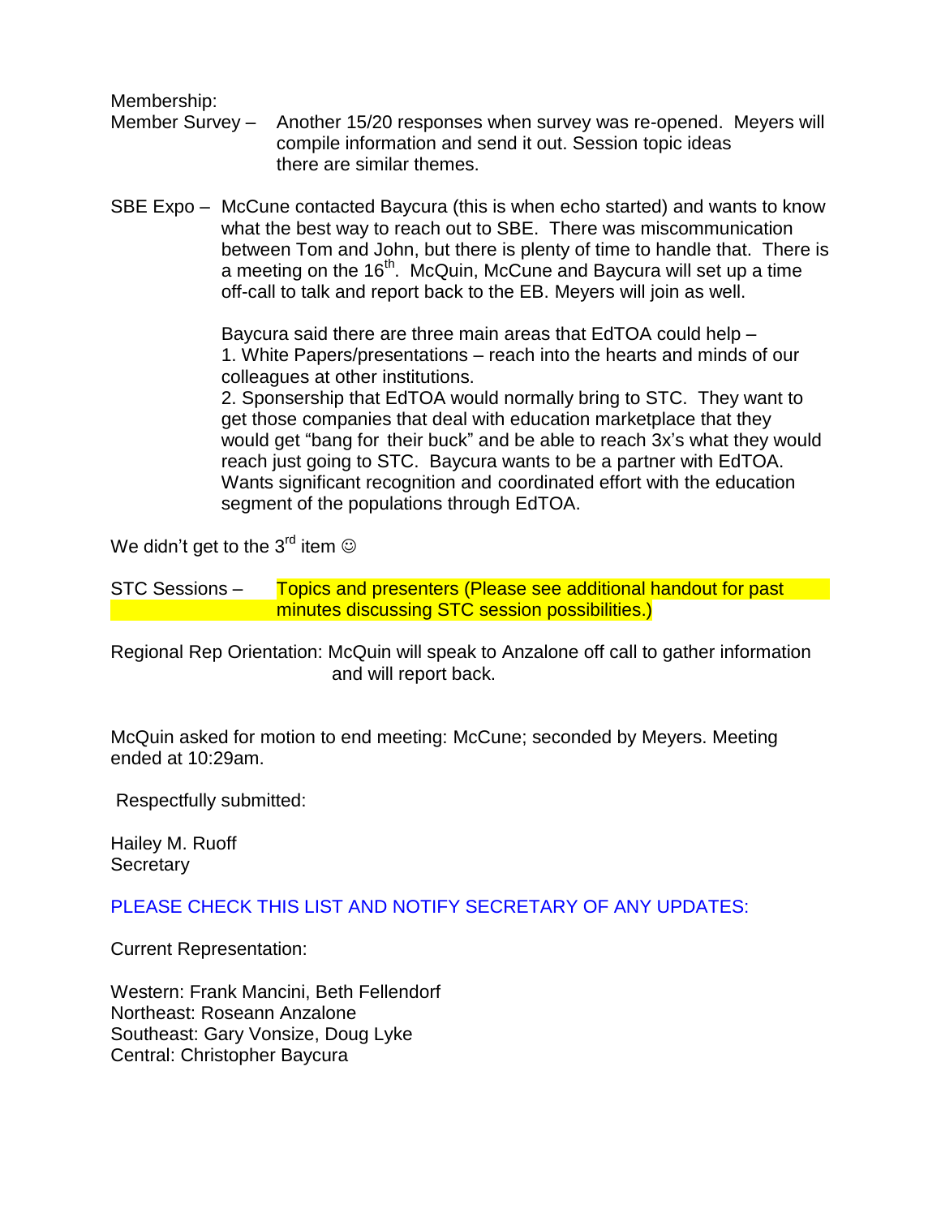Membership:

Member Survey – Another 15/20 responses when survey was re-opened. Meyers will compile information and send it out. Session topic ideas there are similar themes.

SBE Expo – McCune contacted Baycura (this is when echo started) and wants to know what the best way to reach out to SBE. There was miscommunication between Tom and John, but there is plenty of time to handle that. There is a meeting on the 16th. McQuin, McCune and Baycura will set up a time off-call to talk and report back to the EB. Meyers will join as well.

Baycura said there are three main areas that EdTOA could help –

1. White Papers/presentations – reach into the hearts and minds of our colleagues at other institutions.
2. Sponsership that EdTOA would normally bring to STC. They want to get those companies that deal with education marketplace that they would get "bang for their buck" and be able to reach 3x's what they would reach just going to STC. Baycura wants to be a partner with EdTOA. Wants significant recognition and coordinated effort with the education segment of the populations through EdTOA.

We didn't get to the 3rd item ☺

STC Sessions – Topics and presenters (Please see additional handout for past minutes discussing STC session possibilities.)

Regional Rep Orientation: McQuin will speak to Anzalone off call to gather information and will report back.

McQuin asked for motion to end meeting: McCune; seconded by Meyers. Meeting ended at 10:29am.

Respectfully submitted:

Hailey M. Ruoff
Secretary

PLEASE CHECK THIS LIST AND NOTIFY SECRETARY OF ANY UPDATES:

Current Representation:

Western: Frank Mancini, Beth Fellendorf
Northeast: Roseann Anzalone
Southeast: Gary Vonsize, Doug Lyke
Central: Christopher Baycura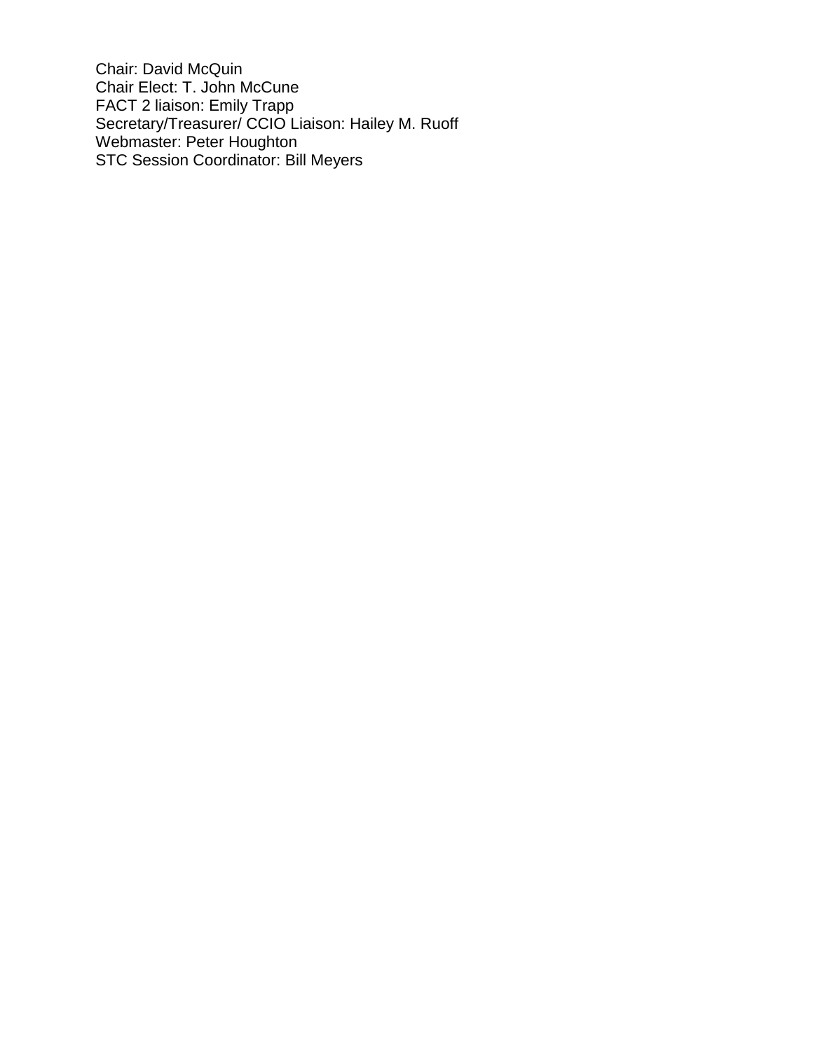Chair: David McQuin
Chair Elect: T. John McCune
FACT 2 liaison: Emily Trapp
Secretary/Treasurer/ CCIO Liaison: Hailey M. Ruoff
Webmaster: Peter Houghton
STC Session Coordinator: Bill Meyers